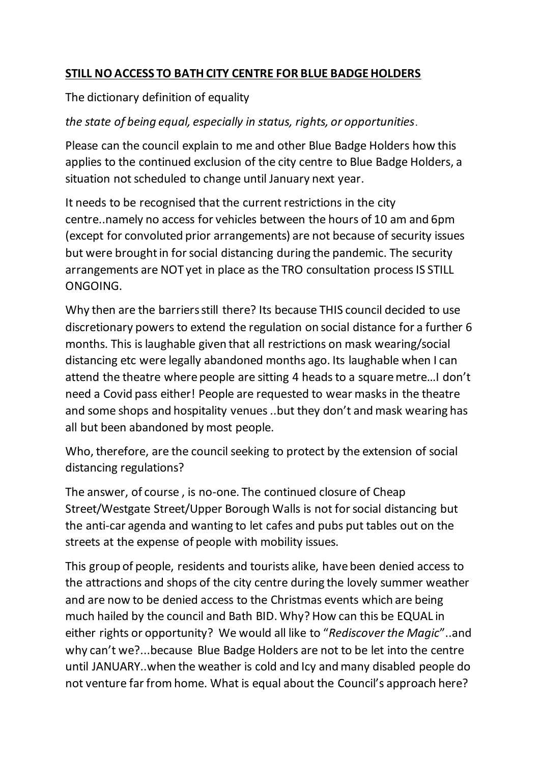**STILL NO ACCESS TO BATH CITY CENTRE FOR BLUE BADGE HOLDERS**

The dictionary definition of equality

*the state of being equal, especially in status, rights, or opportunities*.

Please can the council explain to me and other Blue Badge Holders how this applies to the continued exclusion of the city centre to Blue Badge Holders, a situation not scheduled to change until January next year.

It needs to be recognised that the current restrictions in the city centre..namely no access for vehicles between the hours of 10 am and 6pm (except for convoluted prior arrangements) are not because of security issues but were brought in for social distancing during the pandemic. The security arrangements are NOT yet in place as the TRO consultation process IS STILL ONGOING.

Why then are the barriers still there? Its because THIS council decided to use discretionary powers to extend the regulation on social distance for a further 6 months. This is laughable given that all restrictions on mask wearing/social distancing etc were legally abandoned months ago. Its laughable when I can attend the theatre where people are sitting 4 heads to a square metre…I don't need a Covid pass either! People are requested to wear masks in the theatre and some shops and hospitality venues ..but they don't and mask wearing has all but been abandoned by most people.

Who, therefore, are the council seeking to protect by the extension of social distancing regulations?

The answer, of course , is no-one. The continued closure of Cheap Street/Westgate Street/Upper Borough Walls is not for social distancing but the anti-car agenda and wanting to let cafes and pubs put tables out on the streets at the expense of people with mobility issues.

This group of people, residents and tourists alike, have been denied access to the attractions and shops of the city centre during the lovely summer weather and are now to be denied access to the Christmas events which are being much hailed by the council and Bath BID. Why? How can this be EQUAL in either rights or opportunity? We would all like to "*Rediscover the Magic*"..and why can't we?...because Blue Badge Holders are not to be let into the centre until JANUARY..when the weather is cold and Icy and many disabled people do not venture far from home. What is equal about the Council's approach here?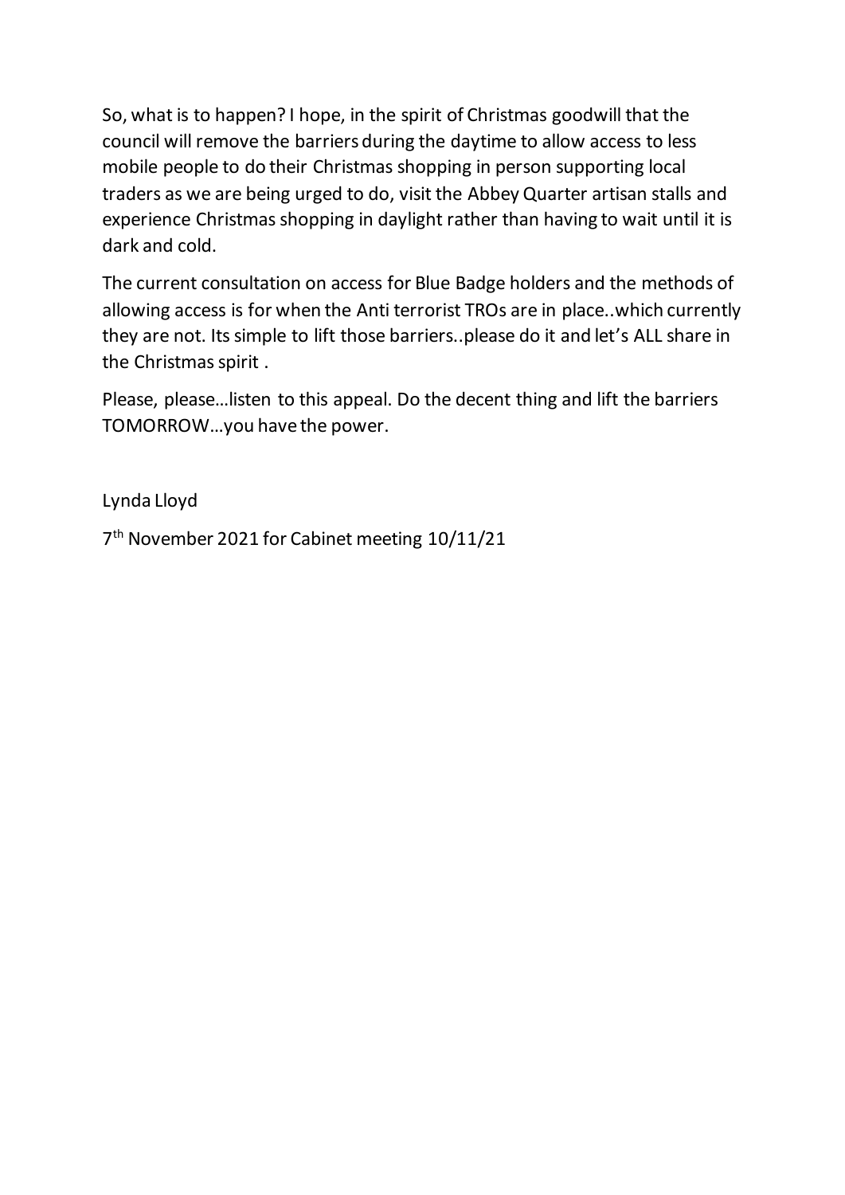So, what is to happen? I hope, in the spirit of Christmas goodwill that the council will remove the barriers during the daytime to allow access to less mobile people to do their Christmas shopping in person supporting local traders as we are being urged to do, visit the Abbey Quarter artisan stalls and experience Christmas shopping in daylight rather than having to wait until it is dark and cold.

The current consultation on access for Blue Badge holders and the methods of allowing access is for when the Anti terrorist TROs are in place..which currently they are not. Its simple to lift those barriers..please do it and let's ALL share in the Christmas spirit .

Please, please…listen to this appeal. Do the decent thing and lift the barriers TOMORROW…you have the power.

Lynda Lloyd

7th November 2021 for Cabinet meeting 10/11/21